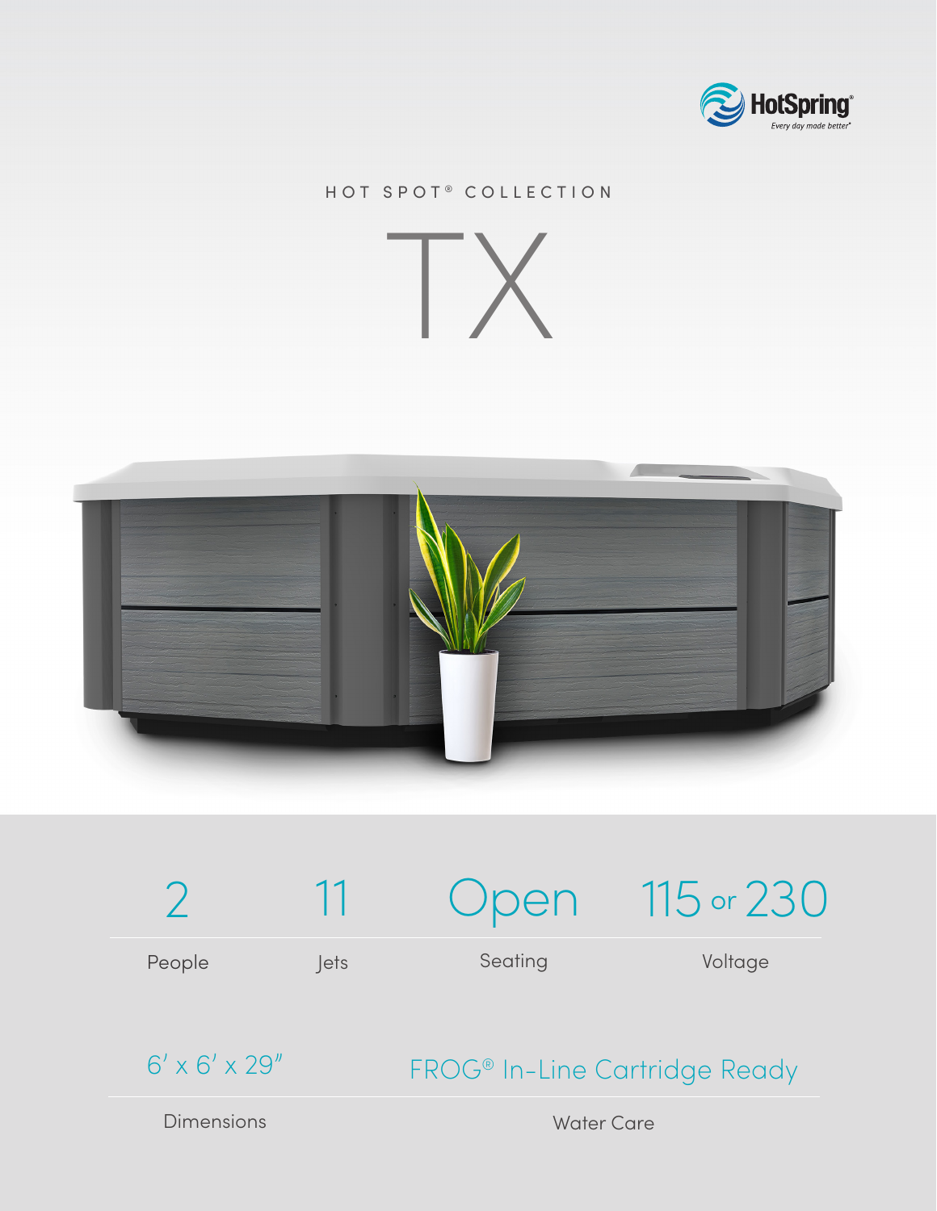HotSpring®
*Every day made better®*

HOT SPOT® COLLECTION

# TX

| 2 | 11 | Open | 115 or 230 |
|---|---|---|---|
| People | Jets | Seating | Voltage |

| 6′ x 6′ x 29″ | FROG® In-Line Cartridge Ready |
|---|---|
| Dimensions | Water Care |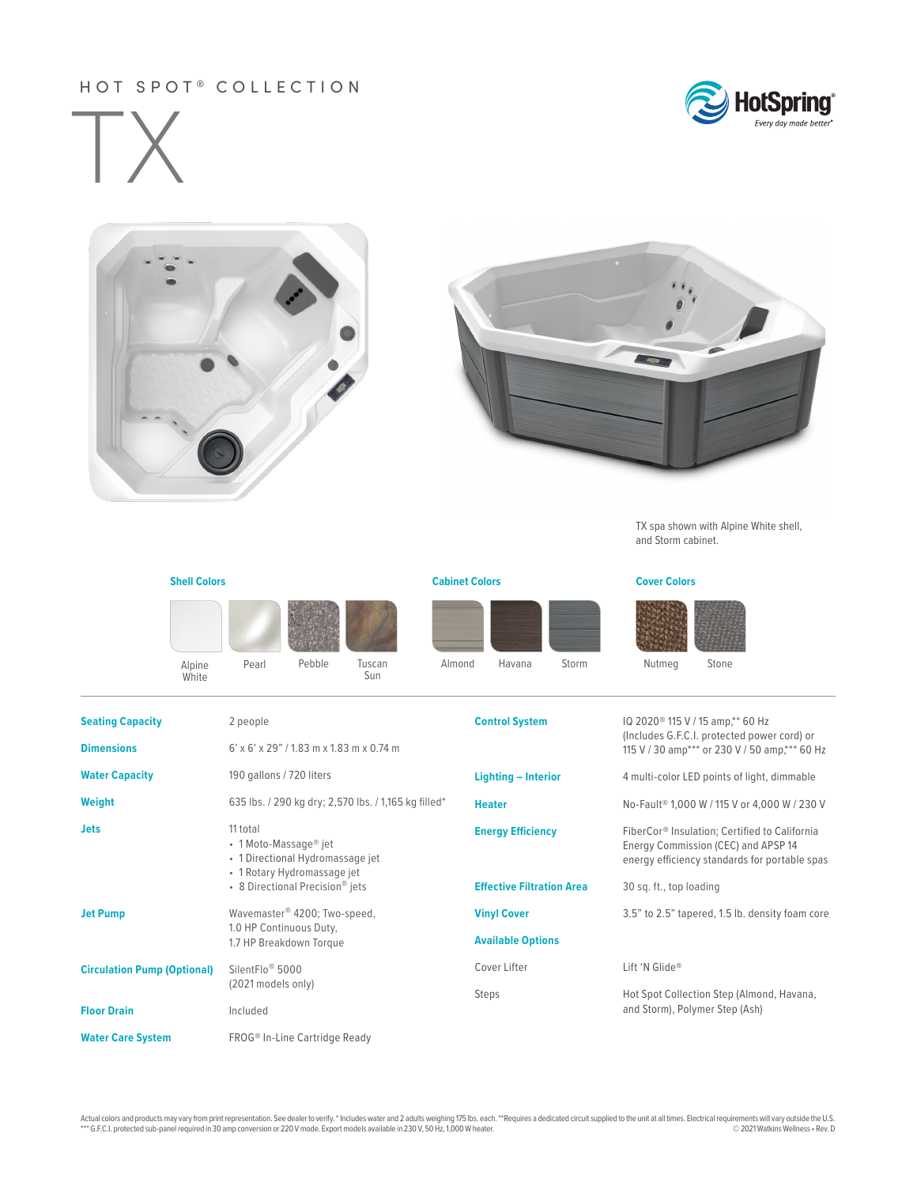HOT SPOT® COLLECTION

# TX

HotSpring®
*Every day made better®*

TX spa shown with Alpine White shell, and Storm cabinet.

**Shell Colors**

Alpine White, Pearl, Pebble, Tuscan Sun

**Cabinet Colors**

Almond, Havana, Storm

**Cover Colors**

Nutmeg, Stone

| | |
|---|---|
| **Seating Capacity** | 2 people |
| **Dimensions** | 6' x 6' x 29" / 1.83 m x 1.83 m x 0.74 m |
| **Water Capacity** | 190 gallons / 720 liters |
| **Weight** | 635 lbs. / 290 kg dry; 2,570 lbs. / 1,165 kg filled* |
| **Jets** | 11 total<br>• 1 Moto-Massage® jet<br>• 1 Directional Hydromassage jet<br>• 1 Rotary Hydromassage jet<br>• 8 Directional Precision® jets |
| **Jet Pump** | Wavemaster® 4200; Two-speed, 1.0 HP Continuous Duty, 1.7 HP Breakdown Torque |
| **Circulation Pump (Optional)** | SilentFlo® 5000 (2021 models only) |
| **Floor Drain** | Included |
| **Water Care System** | FROG® In-Line Cartridge Ready |
| **Control System** | IQ 2020® 115 V / 15 amp,** 60 Hz (Includes G.F.C.I. protected power cord) or 115 V / 30 amp*** or 230 V / 50 amp,*** 60 Hz |
| **Lighting – Interior** | 4 multi-color LED points of light, dimmable |
| **Heater** | No-Fault® 1,000 W / 115 V or 4,000 W / 230 V |
| **Energy Efficiency** | FiberCor® Insulation; Certified to California Energy Commission (CEC) and APSP 14 energy efficiency standards for portable spas |
| **Effective Filtration Area** | 30 sq. ft., top loading |
| **Vinyl Cover** | 3.5" to 2.5" tapered, 1.5 lb. density foam core |
| **Available Options** | |
| Cover Lifter | Lift 'N Glide® |
| Steps | Hot Spot Collection Step (Almond, Havana, and Storm), Polymer Step (Ash) |

Actual colors and products may vary from print representation. See dealer to verify. * Includes water and 2 adults weighing 175 lbs. each. **Requires a dedicated circuit supplied to the unit at all times. Electrical requirements will vary outside the U.S. *** G.F.C.I. protected sub-panel required in 30 amp conversion or 220 V mode. Export models available in 230 V, 50 Hz, 1,000 W heater.

© 2021 Watkins Wellness • Rev. D